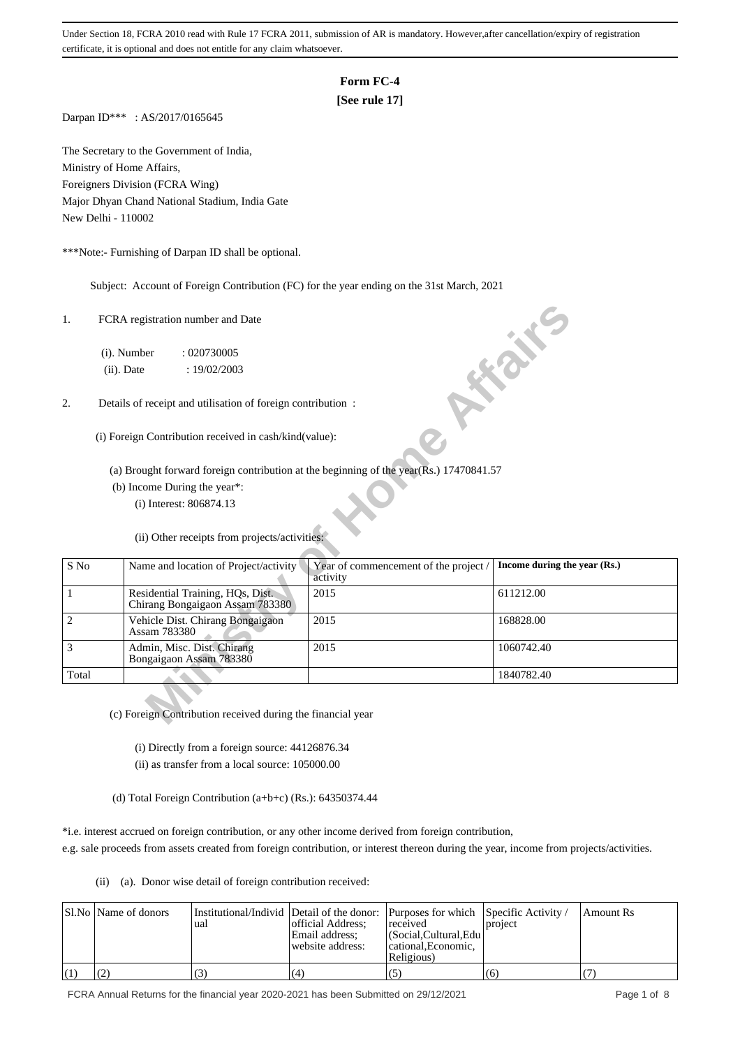Under Section 18, FCRA 2010 read with Rule 17 FCRA 2011, submission of AR is mandatory. However,after cancellation/expiry of registration certificate, it is optional and does not entitle for any claim whatsoever.

# Form FC-4

**[See rule 17]**

Darpan ID*** : AS/2017/0165645

The Secretary to the Government of India,
Ministry of Home Affairs,
Foreigners Division (FCRA Wing)
Major Dhyan Chand National Stadium, India Gate
New Delhi - 110002

***Note:- Furnishing of Darpan ID shall be optional.

Subject: Account of Foreign Contribution (FC) for the year ending on the 31st March, 2021

1. FCRA registration number and Date

   (i). Number : 020730005

   (ii). Date : 19/02/2003

2. Details of receipt and utilisation of foreign contribution :

   (i) Foreign Contribution received in cash/kind(value):

   (a) Brought forward foreign contribution at the beginning of the year(Rs.) 17470841.57

   (b) Income During the year*:

   (i) Interest: 806874.13

   (ii) Other receipts from projects/activities:

| S No | Name and location of Project/activity | Year of commencement of the project / activity | Income during the year (Rs.) |
|---|---|---|---|
| 1 | Residential Training, HQs, Dist. Chirang Bongaigaon Assam 783380 | 2015 | 611212.00 |
| 2 | Vehicle Dist. Chirang Bongaigaon Assam 783380 | 2015 | 168828.00 |
| 3 | Admin, Misc. Dist. Chirang Bongaigaon Assam 783380 | 2015 | 1060742.40 |
| Total | | | 1840782.40 |

   (c) Foreign Contribution received during the financial year

   (i) Directly from a foreign source: 44126876.34

   (ii) as transfer from a local source: 105000.00

   (d) Total Foreign Contribution (a+b+c) (Rs.): 64350374.44

*i.e. interest accrued on foreign contribution, or any other income derived from foreign contribution, e.g. sale proceeds from assets created from foreign contribution, or interest thereon during the year, income from projects/activities.

(ii) (a). Donor wise detail of foreign contribution received:

| Sl.No | Name of donors | Institutional/Individual | Detail of the donor: official Address; Email address; website address: | Purposes for which received (Social,Cultural,Educational,Economic, Religious) | Specific Activity / project | Amount Rs |
|---|---|---|---|---|---|---|
| (1) | (2) | (3) | (4) | (5) | (6) | (7) |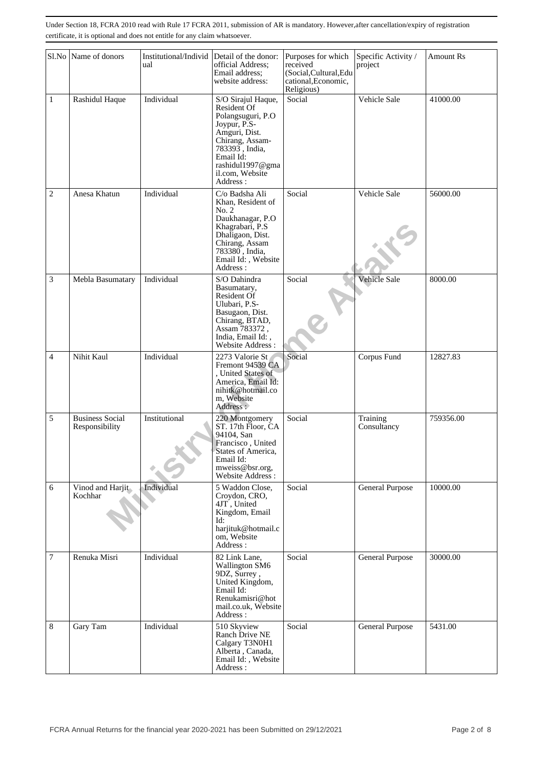Under Section 18, FCRA 2010 read with Rule 17 FCRA 2011, submission of AR is mandatory. However,after cancellation/expiry of registration certificate, it is optional and does not entitle for any claim whatsoever.

| Sl.No | Name of donors | Institutional/Individual | Detail of the donor: official Address; Email address; website address: | Purposes for which received (Social,Cultural,Educational,Economic, Religious) | Specific Activity / project | Amount Rs |
|---|---|---|---|---|---|---|
| 1 | Rashidul Haque | Individual | S/O Sirajul Haque, Resident Of Polangsuguri, P.O Joypur, P.S- Amguri, Dist. Chirang, Assam- 783393 , India, Email Id: rashidul1997@gmail.com, Website Address : | Social | Vehicle Sale | 41000.00 |
| 2 | Anesa Khatun | Individual | C/o Badsha Ali Khan, Resident of No. 2 Daukhanagar, P.O Khagrabari, P.S Dhaligaon, Dist. Chirang, Assam 783380 , India, Email Id: , Website Address : | Social | Vehicle Sale | 56000.00 |
| 3 | Mebla Basumatary | Individual | S/O Dahindra Basumatary, Resident Of Ulubari, P.S- Basugaon, Dist. Chirang, BTAD, Assam 783372 , India, Email Id: , Website Address : | Social | Vehicle Sale | 8000.00 |
| 4 | Nihit Kaul | Individual | 2273 Valorie St Fremont 94539 CA , United States of America, Email Id: nihitk@hotmail.com, Website Address : | Social | Corpus Fund | 12827.83 |
| 5 | Business Social Responsibility | Institutional | 220 Montgomery ST. 17th Floor, CA 94104, San Francisco , United States of America, Email Id: mweiss@bsr.org, Website Address : | Social | Training Consultancy | 759356.00 |
| 6 | Vinod and Harjit Kochhar | Individual | 5 Waddon Close, Croydon, CRO, 4JT , United Kingdom, Email Id: harjituk@hotmail.com, Website Address : | Social | General Purpose | 10000.00 |
| 7 | Renuka Misri | Individual | 82 Link Lane, Wallington SM6 9DZ, Surrey , United Kingdom, Email Id: Renukamisri@hotmail.co.uk, Website Address : | Social | General Purpose | 30000.00 |
| 8 | Gary Tam | Individual | 510 Skyview Ranch Drive NE Calgary T3N0H1 Alberta , Canada, Email Id: , Website Address : | Social | General Purpose | 5431.00 |

FCRA Annual Returns for the financial year 2020-2021 has been Submitted on 29/12/2021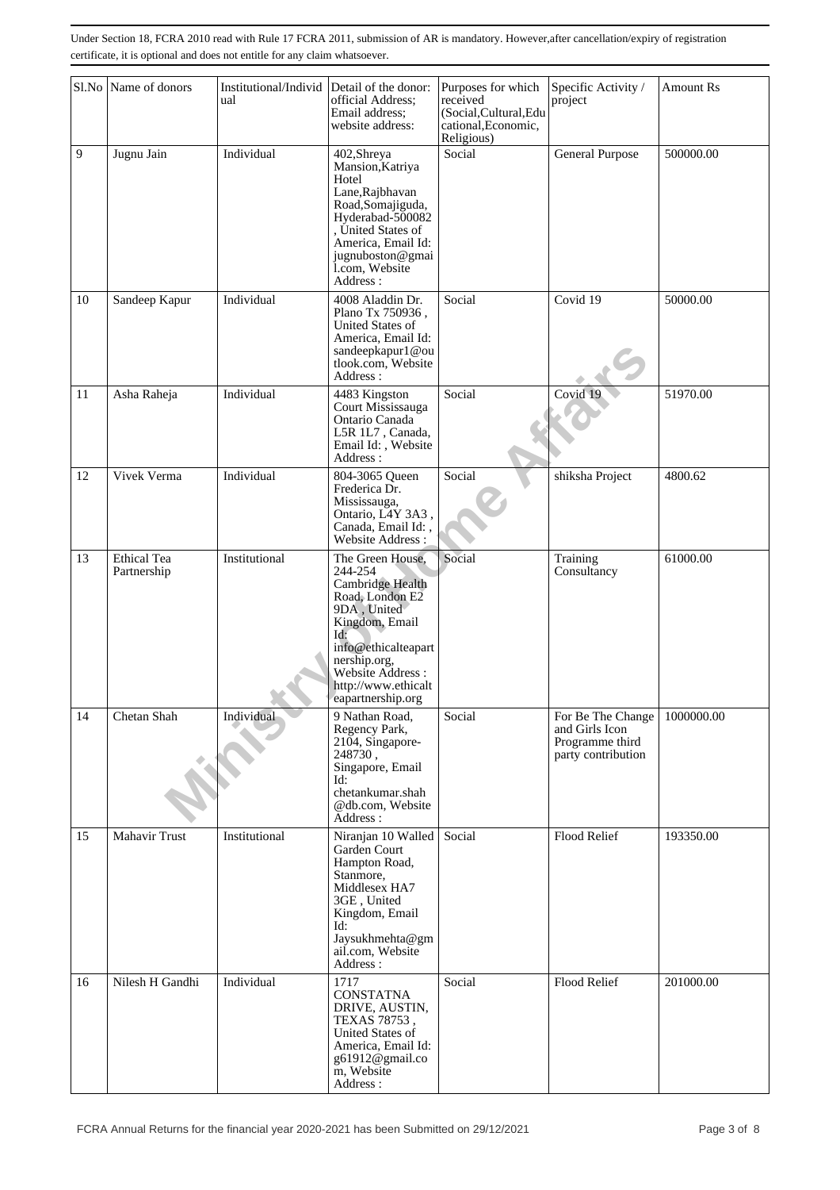Under Section 18, FCRA 2010 read with Rule 17 FCRA 2011, submission of AR is mandatory. However,after cancellation/expiry of registration certificate, it is optional and does not entitle for any claim whatsoever.

| Sl.No | Name of donors | Institutional/Individual | Detail of the donor: official Address; Email address; website address: | Purposes for which received (Social,Cultural,Educational,Economic, Religious) | Specific Activity / project | Amount Rs |
|---|---|---|---|---|---|---|
| 9 | Jugnu Jain | Individual | 402,Shreya Mansion,Katriya Hotel Lane,Rajbhavan Road,Somajiguda, Hyderabad-500082 , United States of America, Email Id: jugnuboston@gmail.com, Website Address : | Social | General Purpose | 500000.00 |
| 10 | Sandeep Kapur | Individual | 4008 Aladdin Dr. Plano Tx 750936 , United States of America, Email Id: sandeepkapur1@outlook.com, Website Address : | Social | Covid 19 | 50000.00 |
| 11 | Asha Raheja | Individual | 4483 Kingston Court Mississauga Ontario Canada L5R 1L7 , Canada, Email Id: , Website Address : | Social | Covid 19 | 51970.00 |
| 12 | Vivek Verma | Individual | 804-3065 Queen Frederica Dr. Mississauga, Ontario, L4Y 3A3 , Canada, Email Id: , Website Address : | Social | shiksha Project | 4800.62 |
| 13 | Ethical Tea Partnership | Institutional | The Green House, 244-254 Cambridge Health Road, London E2 9DA , United Kingdom, Email Id: info@ethicalteapartnership.org, Website Address : http://www.ethicalteapartnership.org | Social | Training Consultancy | 61000.00 |
| 14 | Chetan Shah | Individual | 9 Nathan Road, Regency Park, 2104, Singapore-248730 , Singapore, Email Id: chetankumar.shah@db.com, Website Address : | Social | For Be The Change and Girls Icon Programme third party contribution | 1000000.00 |
| 15 | Mahavir Trust | Institutional | Niranjan 10 Walled Garden Court Hampton Road, Stanmore, Middlesex HA7 3GE , United Kingdom, Email Id: Jaysukhmehta@gmail.com, Website Address : | Social | Flood Relief | 193350.00 |
| 16 | Nilesh H Gandhi | Individual | 1717 CONSTATNA DRIVE, AUSTIN, TEXAS 78753 , United States of America, Email Id: g61912@gmail.com, Website Address : | Social | Flood Relief | 201000.00 |

FCRA Annual Returns for the financial year 2020-2021 has been Submitted on 29/12/2021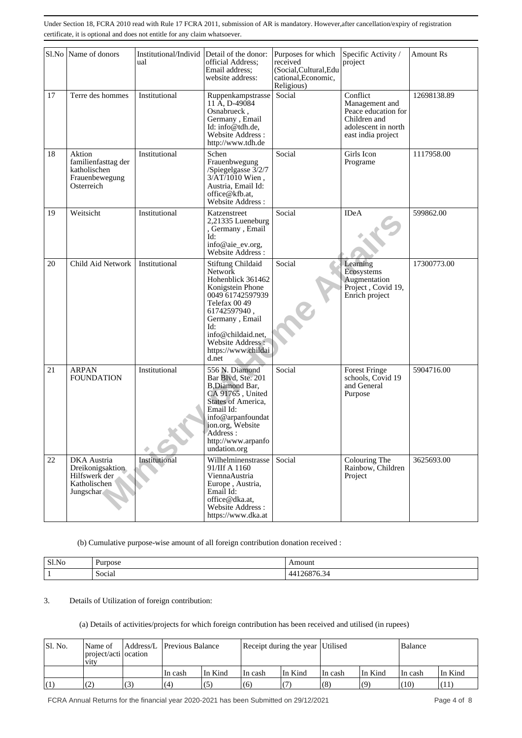Under Section 18, FCRA 2010 read with Rule 17 FCRA 2011, submission of AR is mandatory. However,after cancellation/expiry of registration certificate, it is optional and does not entitle for any claim whatsoever.

| Sl.No | Name of donors | Institutional/Individual | Detail of the donor: official Address; Email address; website address: | Purposes for which received (Social,Cultural,Educational,Economic, Religious) | Specific Activity / project | Amount Rs |
|---|---|---|---|---|---|---|
| 17 | Terre des hommes | Institutional | Ruppenkampstrasse 11 A, D-49084 Osnabrueck , Germany , Email Id: info@tdh.de, Website Address : http://www.tdh.de | Social | Conflict Management and Peace education for Children and adolescent in north east india project | 12698138.89 |
| 18 | Aktion familienfasttag der katholischen Frauenbewegung Osterreich | Institutional | Schen Frauenbwegung /Spiegelgasse 3/2/7 3/AT/1010 Wien , Austria, Email Id: office@kfb.at, Website Address : | Social | Girls Icon Programe | 1117958.00 |
| 19 | Weitsicht | Institutional | Katzenstreet 2,21335 Lueneburg , Germany , Email Id: info@aie_ev.org, Website Address : | Social | IDeA | 599862.00 |
| 20 | Child Aid Network | Institutional | Stiftung Childaid Network Hohenblick 361462 Konigstein Phone 0049 61742597939 Telefax 00 49 61742597940 , Germany , Email Id: info@childaid.net, Website Address : https://www.childaid.net | Social | Learning Ecosystems Augmentation Project , Covid 19, Enrich project | 17300773.00 |
| 21 | ARPAN FOUNDATION | Institutional | 556 N. Diamond Bar Blvd, Ste. 201 B,Diamond Bar, CA 91765 , United States of America, Email Id: info@arpanfoundation.org, Website Address : http://www.arpanfoundation.org | Social | Forest Fringe schools, Covid 19 and General Purpose | 5904716.00 |
| 22 | DKA Austria Dreikonigsaktion Hilfswerk der Katholischen Jungschar | Institutional | Wilhelminenstrasse 91/IIf A 1160 ViennaAustria Europe , Austria, Email Id: office@dka.at, Website Address : https://www.dka.at | Social | Colouring The Rainbow, Children Project | 3625693.00 |

(b) Cumulative purpose-wise amount of all foreign contribution donation received :

| Sl.No | Purpose | Amount |
|---|---|---|
| 1 | Social | 44126876.34 |

3. Details of Utilization of foreign contribution:

(a) Details of activities/projects for which foreign contribution has been received and utilised (in rupees)

| Sl. No. | Name of project/activity | Address/Location | Previous Balance | | Receipt during the year | | Utilised | | Balance | |
|---|---|---|---|---|---|---|---|---|---|---|
| | | | In cash | In Kind | In cash | In Kind | In cash | In Kind | In cash | In Kind |
| (1) | (2) | (3) | (4) | (5) | (6) | (7) | (8) | (9) | (10) | (11) |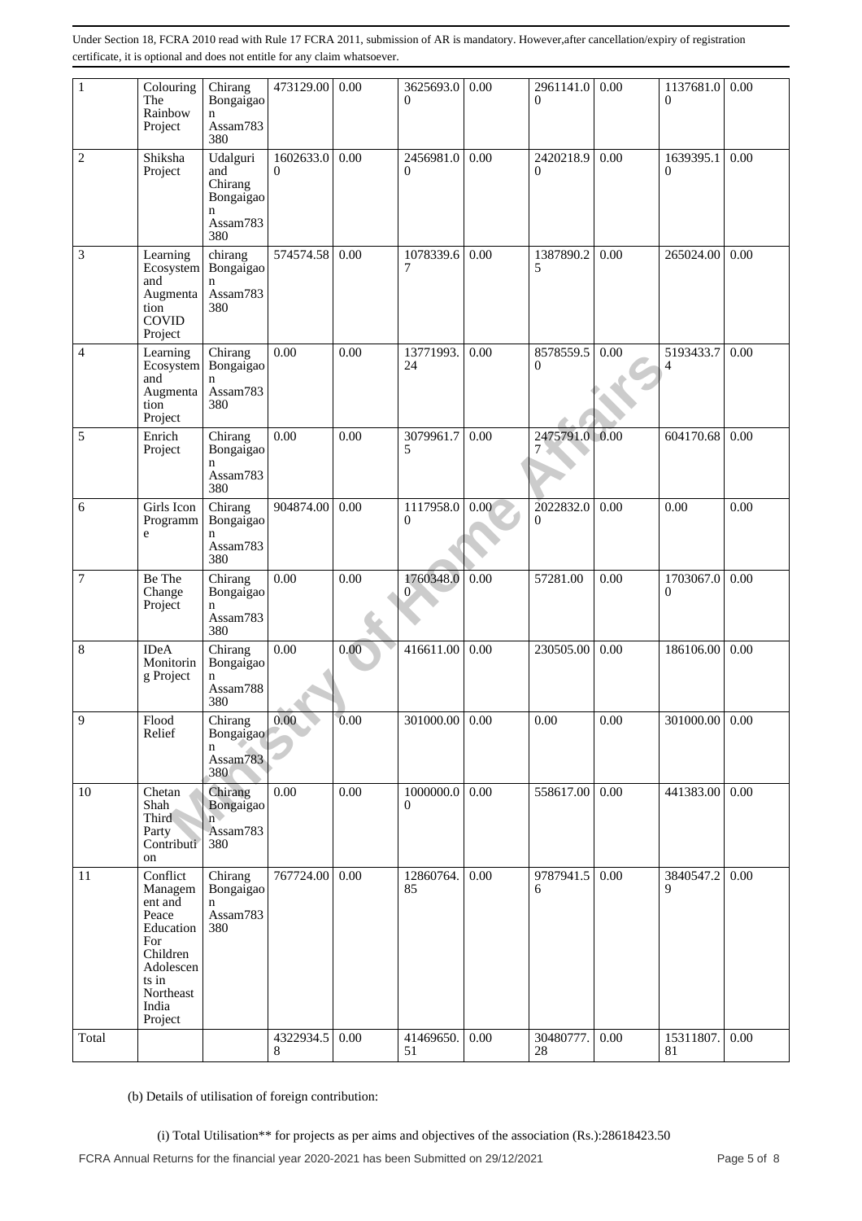Under Section 18, FCRA 2010 read with Rule 17 FCRA 2011, submission of AR is mandatory. However,after cancellation/expiry of registration certificate, it is optional and does not entitle for any claim whatsoever.

| | | | | | | | | | | |
|---|---|---|---|---|---|---|---|---|---|---|
| 1 | Colouring The Rainbow Project | Chirang Bongaigaon Assam783380 | 473129.00 | 0.00 | 3625693.00 | 0.00 | 2961141.00 | 0.00 | 1137681.00 | 0.00 |
| 2 | Shiksha Project | Udalguri and Chirang Bongaigaon Assam783380 | 1602633.00 | 0.00 | 2456981.00 | 0.00 | 2420218.90 | 0.00 | 1639395.10 | 0.00 |
| 3 | Learning Ecosystem and Augmentation COVID Project | chirang Bongaigaon Assam783380 | 574574.58 | 0.00 | 1078339.67 | 0.00 | 1387890.25 | 0.00 | 265024.00 | 0.00 |
| 4 | Learning Ecosystem and Augmentation Project | Chirang Bongaigaon Assam783380 | 0.00 | 0.00 | 13771993.24 | 0.00 | 8578559.50 | 0.00 | 5193433.74 | 0.00 |
| 5 | Enrich Project | Chirang Bongaigaon Assam783380 | 0.00 | 0.00 | 3079961.75 | 0.00 | 2475791.07 | 0.00 | 604170.68 | 0.00 |
| 6 | Girls Icon Programme | Chirang Bongaigaon Assam783380 | 904874.00 | 0.00 | 1117958.00 | 0.00 | 2022832.00 | 0.00 | 0.00 | 0.00 |
| 7 | Be The Change Project | Chirang Bongaigaon Assam783380 | 0.00 | 0.00 | 1760348.00 | 0.00 | 57281.00 | 0.00 | 1703067.00 | 0.00 |
| 8 | IDeA Monitoring Project | Chirang Bongaigaon Assam788380 | 0.00 | 0.00 | 416611.00 | 0.00 | 230505.00 | 0.00 | 186106.00 | 0.00 |
| 9 | Flood Relief | Chirang Bongaigaon Assam783380 | 0.00 | 0.00 | 301000.00 | 0.00 | 0.00 | 0.00 | 301000.00 | 0.00 |
| 10 | Chetan Shah Third Party Contribution | Chirang Bongaigaon Assam783380 | 0.00 | 0.00 | 1000000.00 | 0.00 | 558617.00 | 0.00 | 441383.00 | 0.00 |
| 11 | Conflict Management and Peace Education For Children Adolescents in Northeast India Project | Chirang Bongaigaon Assam783380 | 767724.00 | 0.00 | 12860764.85 | 0.00 | 9787941.56 | 0.00 | 3840547.29 | 0.00 |
| Total | | | 4322934.58 | 0.00 | 41469650.51 | 0.00 | 30480777.28 | 0.00 | 15311807.81 | 0.00 |

(b) Details of utilisation of foreign contribution:

(i) Total Utilisation** for projects as per aims and objectives of the association (Rs.):28618423.50

FCRA Annual Returns for the financial year 2020-2021 has been Submitted on 29/12/2021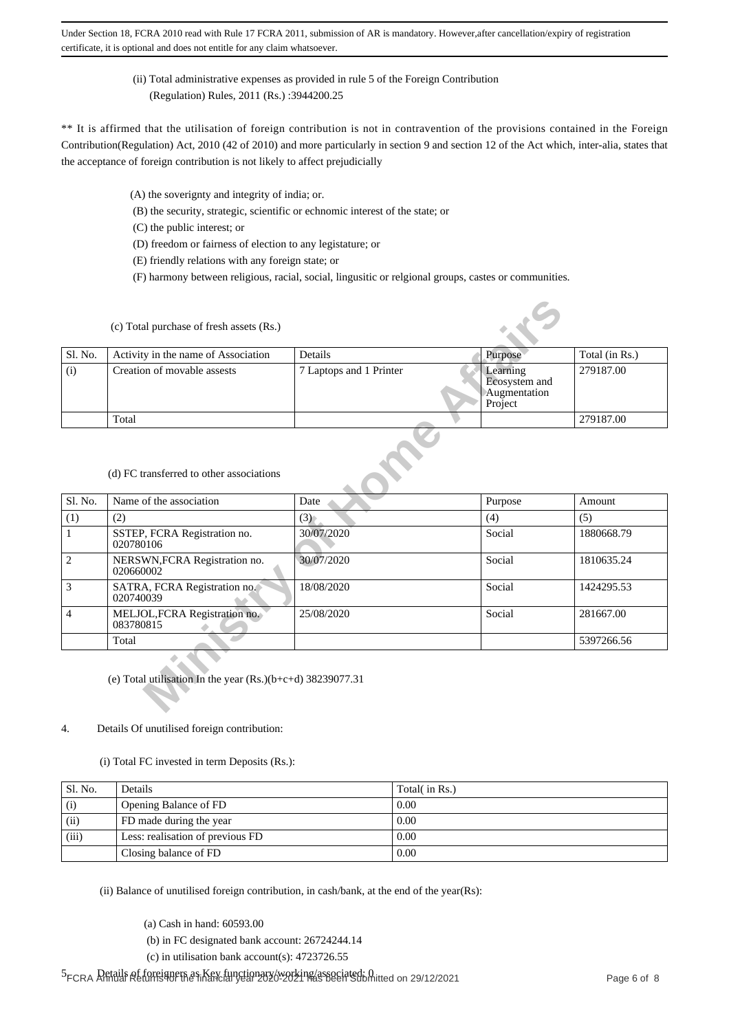(ii) Total administrative expenses as provided in rule 5 of the Foreign Contribution (Regulation) Rules, 2011 (Rs.) :3944200.25

** It is affirmed that the utilisation of foreign contribution is not in contravention of the provisions contained in the Foreign Contribution(Regulation) Act, 2010 (42 of 2010) and more particularly in section 9 and section 12 of the Act which, inter-alia, states that the acceptance of foreign contribution is not likely to affect prejudicially

(A) the soverignty and integrity of india; or.

(B) the security, strategic, scientific or echnomic interest of the state; or

(C) the public interest; or

(D) freedom or fairness of election to any legistature; or

(E) friendly relations with any foreign state; or

(F) harmony between religious, racial, social, lingusitic or relgional groups, castes or communities.

(c) Total purchase of fresh assets (Rs.)

| Sl. No. | Activity in the name of Association | Details | Purpose | Total (in Rs.) |
|---|---|---|---|---|
| (i) | Creation of movable assests | 7 Laptops and 1 Printer | Learning Ecosystem and Augmentation Project | 279187.00 |
| | Total | | | 279187.00 |

(d) FC transferred to other associations

| Sl. No. | Name of the association | Date | Purpose | Amount |
|---|---|---|---|---|
| (1) | (2) | (3) | (4) | (5) |
| 1 | SSTEP, FCRA Registration no. 020780106 | 30/07/2020 | Social | 1880668.79 |
| 2 | NERSWN,FCRA Registration no. 020660002 | 30/07/2020 | Social | 1810635.24 |
| 3 | SATRA, FCRA Registration no. 020740039 | 18/08/2020 | Social | 1424295.53 |
| 4 | MELJOL,FCRA Registration no. 083780815 | 25/08/2020 | Social | 281667.00 |
| | Total | | | 5397266.56 |

(e) Total utilisation In the year (Rs.)(b+c+d) 38239077.31

4. Details Of unutilised foreign contribution:

(i) Total FC invested in term Deposits (Rs.):

| Sl. No. | Details | Total( in Rs.) |
|---|---|---|
| (i) | Opening Balance of FD | 0.00 |
| (ii) | FD made during the year | 0.00 |
| (iii) | Less: realisation of previous FD | 0.00 |
| | Closing balance of FD | 0.00 |

(ii) Balance of unutilised foreign contribution, in cash/bank, at the end of the year(Rs):

(a) Cash in hand: 60593.00

(b) in FC designated bank account: 26724244.14

(c) in utilisation bank account(s): 4723726.55

5. Details of foreigners as Key functionary/working/associated: 0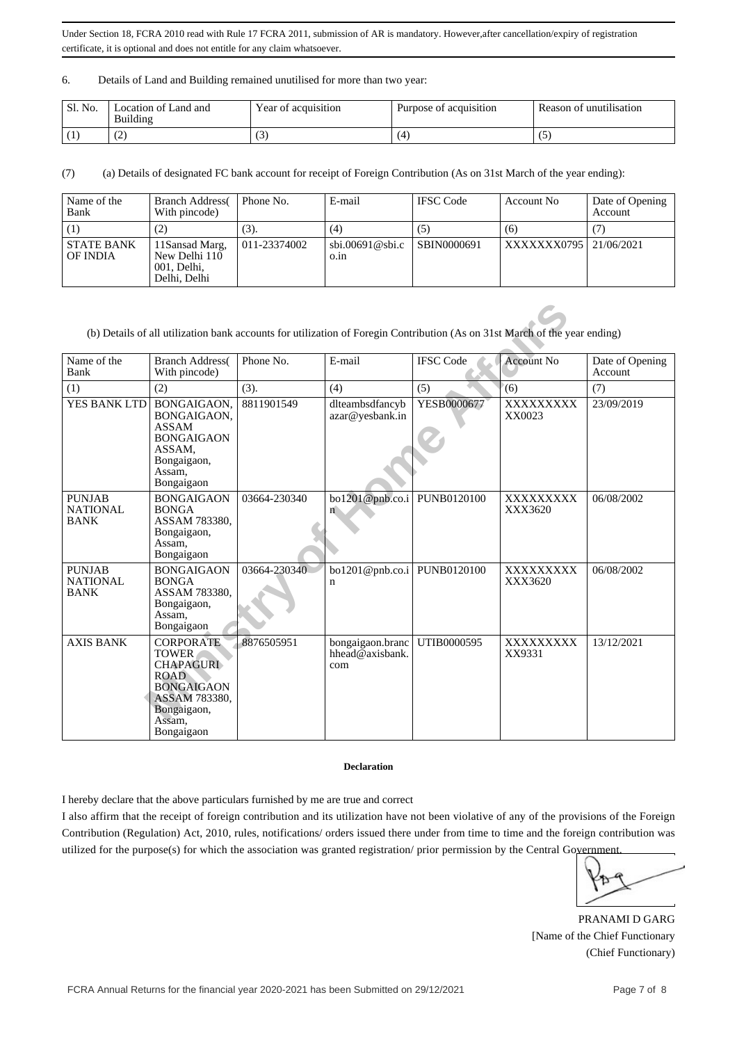Under Section 18, FCRA 2010 read with Rule 17 FCRA 2011, submission of AR is mandatory. However,after cancellation/expiry of registration certificate, it is optional and does not entitle for any claim whatsoever.

6. Details of Land and Building remained unutilised for more than two year:

| Sl. No. | Location of Land and Building | Year of acquisition | Purpose of acquisition | Reason of unutilisation |
|---|---|---|---|---|
| (1) | (2) | (3) | (4) | (5) |

(7) (a) Details of designated FC bank account for receipt of Foreign Contribution (As on 31st March of the year ending):

| Name of the Bank | Branch Address( With pincode) | Phone No. | E-mail | IFSC Code | Account No | Date of Opening Account |
|---|---|---|---|---|---|---|
| (1) | (2) | (3). | (4) | (5) | (6) | (7) |
| STATE BANK OF INDIA | 11Sansad Marg, New Delhi 110 001, Delhi, Delhi | 011-23374002 | sbi.00691@sbi.co.in | SBIN0000691 | XXXXXXX0795 | 21/06/2021 |

(b) Details of all utilization bank accounts for utilization of Foregin Contribution (As on 31st March of the year ending)

| Name of the Bank | Branch Address( With pincode) | Phone No. | E-mail | IFSC Code | Account No | Date of Opening Account |
|---|---|---|---|---|---|---|
| (1) | (2) | (3). | (4) | (5) | (6) | (7) |
| YES BANK LTD | BONGAIGAON, BONGAIGAON, ASSAM BONGAIGAON ASSAM, Bongaigaon, Assam, Bongaigaon | 8811901549 | dlteambsdfancybazar@yesbank.in | YESB0000677 | XXXXXXXXXX0023 | 23/09/2019 |
| PUNJAB NATIONAL BANK | BONGAIGAON BONGA ASSAM 783380, Bongaigaon, Assam, Bongaigaon | 03664-230340 | bo1201@pnb.co.in | PUNB0120100 | XXXXXXXXXXX3620 | 06/08/2002 |
| PUNJAB NATIONAL BANK | BONGAIGAON BONGA ASSAM 783380, Bongaigaon, Assam, Bongaigaon | 03664-230340 | bo1201@pnb.co.in | PUNB0120100 | XXXXXXXXXXX3620 | 06/08/2002 |
| AXIS BANK | CORPORATE TOWER CHAPAGURI ROAD BONGAIGAON ASSAM 783380, Bongaigaon, Assam, Bongaigaon | 8876505951 | bongaigaon.branchhead@axisbank.com | UTIB0000595 | XXXXXXXXXX9331 | 13/12/2021 |

**Declaration**

I hereby declare that the above particulars furnished by me are true and correct

I also affirm that the receipt of foreign contribution and its utilization have not been violative of any of the provisions of the Foreign Contribution (Regulation) Act, 2010, rules, notifications/ orders issued there under from time to time and the foreign contribution was utilized for the purpose(s) for which the association was granted registration/ prior permission by the Central Government.

PRANAMI D GARG
[Name of the Chief Functionary
(Chief Functionary)

FCRA Annual Returns for the financial year 2020-2021 has been Submitted on 29/12/2021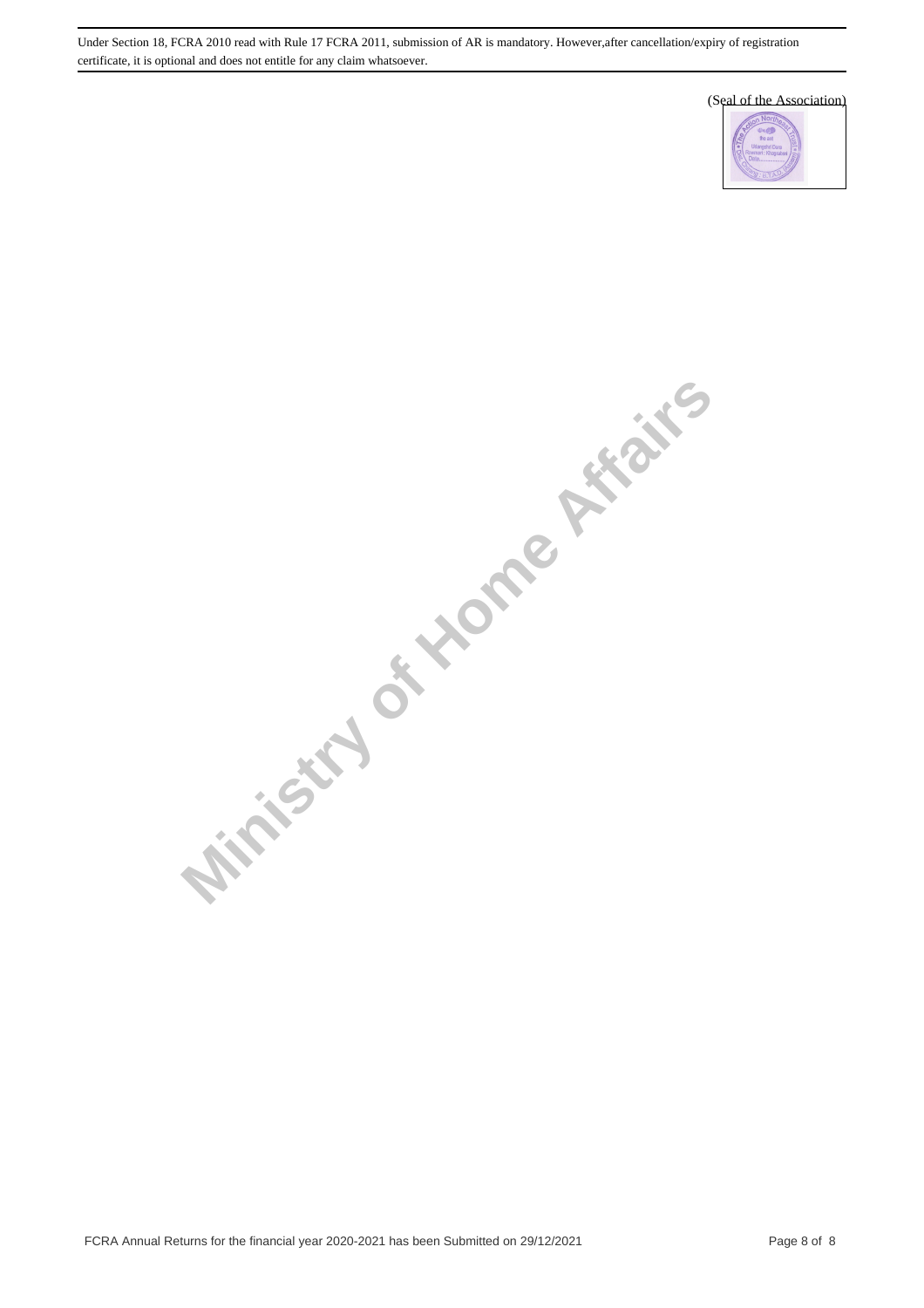Under Section 18, FCRA 2010 read with Rule 17 FCRA 2011, submission of AR is mandatory. However,after cancellation/expiry of registration certificate, it is optional and does not entitle for any claim whatsoever.

(Seal of the Association)